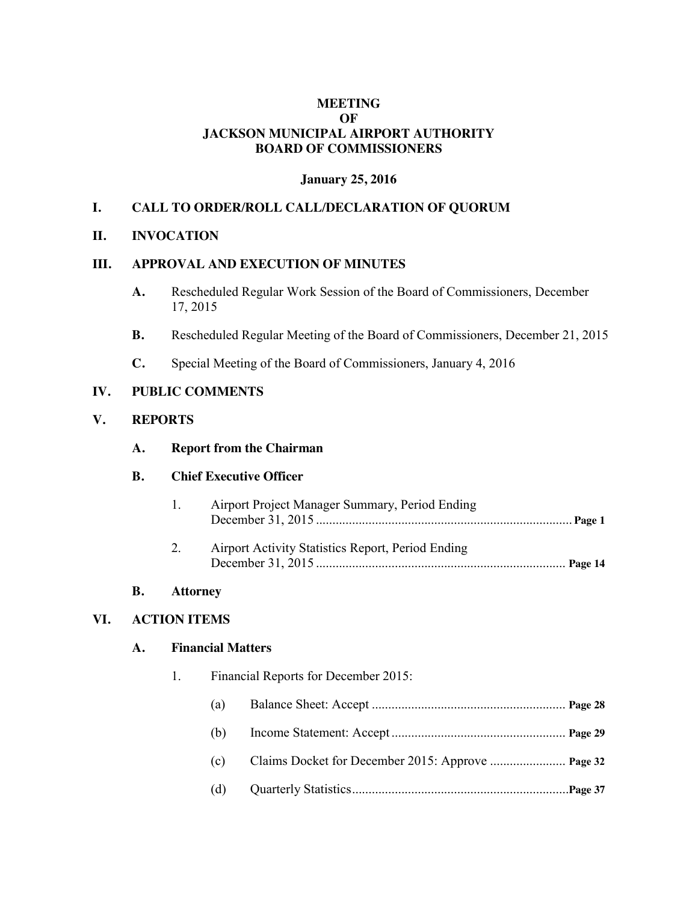# MEETING
# OF
# JACKSON MUNICIPAL AIRPORT AUTHORITY
# BOARD OF COMMISSIONERS

**January 25, 2016**

## I. CALL TO ORDER/ROLL CALL/DECLARATION OF QUORUM

## II. INVOCATION

## III. APPROVAL AND EXECUTION OF MINUTES

**A.** Rescheduled Regular Work Session of the Board of Commissioners, December 17, 2015

**B.** Rescheduled Regular Meeting of the Board of Commissioners, December 21, 2015

**C.** Special Meeting of the Board of Commissioners, January 4, 2016

## IV. PUBLIC COMMENTS

## V. REPORTS

### A. Report from the Chairman

### B. Chief Executive Officer

1. Airport Project Manager Summary, Period Ending December 31, 2015 ............................................................................ **Page 1**

2. Airport Activity Statistics Report, Period Ending December 31, 2015 ........................................................................... **Page 14**

### B. Attorney

## VI. ACTION ITEMS

### A. Financial Matters

1. Financial Reports for December 2015:

   (a) Balance Sheet: Accept .......................................................... **Page 28**

   (b) Income Statement: Accept .................................................... **Page 29**

   (c) Claims Docket for December 2015: Approve ....................... **Page 32**

   (d) Quarterly Statistics.................................................................**Page 37**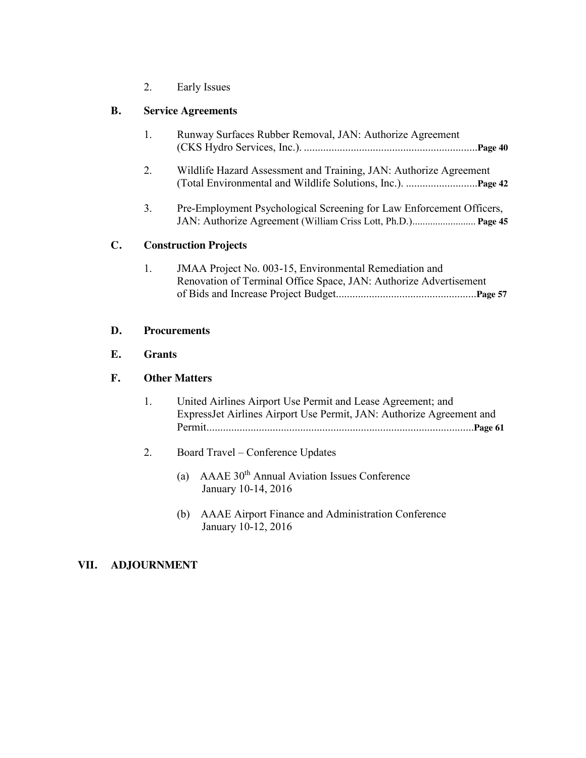2. Early Issues

**B. Service Agreements**

1. Runway Surfaces Rubber Removal, JAN: Authorize Agreement (CKS Hydro Services, Inc.). ............................................................**Page 40**

2. Wildlife Hazard Assessment and Training, JAN: Authorize Agreement (Total Environmental and Wildlife Solutions, Inc.). ..........................**Page 42**

3. Pre-Employment Psychological Screening for Law Enforcement Officers, JAN: Authorize Agreement (William Criss Lott, Ph.D.)......................... **Page 45**

**C. Construction Projects**

1. JMAA Project No. 003-15, Environmental Remediation and Renovation of Terminal Office Space, JAN: Authorize Advertisement of Bids and Increase Project Budget..................................................**Page 57**

**D. Procurements**

**E. Grants**

**F. Other Matters**

1. United Airlines Airport Use Permit and Lease Agreement; and ExpressJet Airlines Airport Use Permit, JAN: Authorize Agreement and Permit...............................................................................................**Page 61**

2. Board Travel – Conference Updates

   (a) AAAE 30th Annual Aviation Issues Conference January 10-14, 2016

   (b) AAAE Airport Finance and Administration Conference January 10-12, 2016

**VII. ADJOURNMENT**